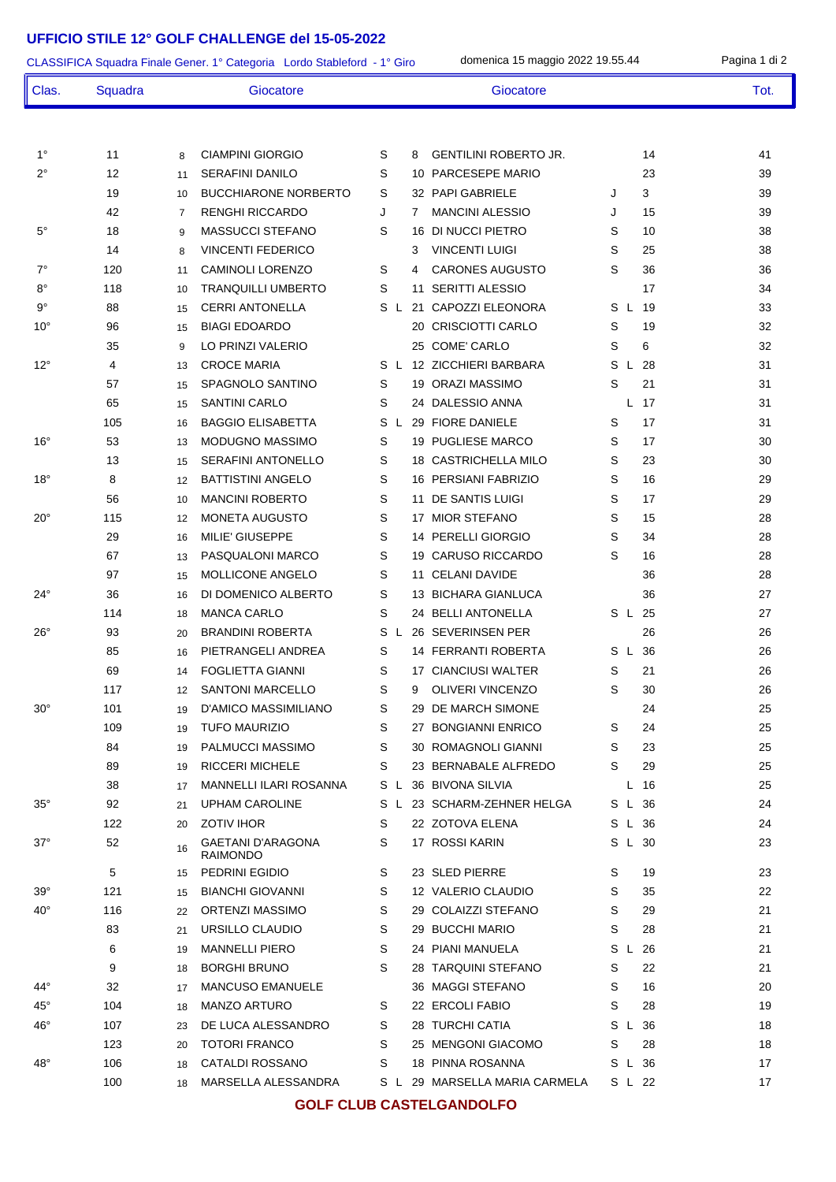# UFFICIO STILE 12° GOLF CHALLENGE del 15-05-2022

CLASSIFICA Squadra Finale Gener. 1° Categoria Lordo Stableford - 1° Giro

domenica 15 maggio 2022 19.55.44

| Clas. | Squadra | | Giocatore | | | | Giocatore | | | | Tot. |
|---|---|---|---|---|---|---|---|---|---|---|---|
| 1° | 11 | 8 | CIAMPINI GIORGIO | S | | 8 | GENTILINI ROBERTO JR. | | | 14 | 41 |
| 2° | 12 | 11 | SERAFINI DANILO | S | | 10 | PARCESEPE MARIO | | | 23 | 39 |
| | 19 | 10 | BUCCHIARONE NORBERTO | S | | 32 | PAPI GABRIELE | J | | 3 | 39 |
| | 42 | 7 | RENGHI RICCARDO | J | | 7 | MANCINI ALESSIO | J | | 15 | 39 |
| 5° | 18 | 9 | MASSUCCI STEFANO | S | | 16 | DI NUCCI PIETRO | S | | 10 | 38 |
| | 14 | 8 | VINCENTI FEDERICO | | | 3 | VINCENTI LUIGI | S | | 25 | 38 |
| 7° | 120 | 11 | CAMINOLI LORENZO | S | | 4 | CARONES AUGUSTO | S | | 36 | 36 |
| 8° | 118 | 10 | TRANQUILLI UMBERTO | S | | 11 | SERITTI ALESSIO | | | 17 | 34 |
| 9° | 88 | 15 | CERRI ANTONELLA | S | L | 21 | CAPOZZI ELEONORA | S | L | 19 | 33 |
| 10° | 96 | 15 | BIAGI EDOARDO | | | 20 | CRISCIOTTI CARLO | S | | 19 | 32 |
| | 35 | 9 | LO PRINZI VALERIO | | | 25 | COME' CARLO | S | | 6 | 32 |
| 12° | 4 | 13 | CROCE MARIA | S | L | 12 | ZICCHIERI BARBARA | S | L | 28 | 31 |
| | 57 | 15 | SPAGNOLO SANTINO | S | | 19 | ORAZI MASSIMO | S | | 21 | 31 |
| | 65 | 15 | SANTINI CARLO | S | | 24 | DALESSIO ANNA | | L | 17 | 31 |
| | 105 | 16 | BAGGIO ELISABETTA | S | L | 29 | FIORE DANIELE | S | | 17 | 31 |
| 16° | 53 | 13 | MODUGNO MASSIMO | S | | 19 | PUGLIESE MARCO | S | | 17 | 30 |
| | 13 | 15 | SERAFINI ANTONELLO | S | | 18 | CASTRICHELLA MILO | S | | 23 | 30 |
| 18° | 8 | 12 | BATTISTINI ANGELO | S | | 16 | PERSIANI FABRIZIO | S | | 16 | 29 |
| | 56 | 10 | MANCINI ROBERTO | S | | 11 | DE SANTIS LUIGI | S | | 17 | 29 |
| 20° | 115 | 12 | MONETA AUGUSTO | S | | 17 | MIOR STEFANO | S | | 15 | 28 |
| | 29 | 16 | MILIE' GIUSEPPE | S | | 14 | PERELLI GIORGIO | S | | 34 | 28 |
| | 67 | 13 | PASQUALONI MARCO | S | | 19 | CARUSO RICCARDO | S | | 16 | 28 |
| | 97 | 15 | MOLLICONE ANGELO | S | | 11 | CELANI DAVIDE | | | 36 | 28 |
| 24° | 36 | 16 | DI DOMENICO ALBERTO | S | | 13 | BICHARA GIANLUCA | | | 36 | 27 |
| | 114 | 18 | MANCA CARLO | S | | 24 | BELLI ANTONELLA | S | L | 25 | 27 |
| 26° | 93 | 20 | BRANDINI ROBERTA | S | L | 26 | SEVERINSEN PER | | | 26 | 26 |
| | 85 | 16 | PIETRANGELI ANDREA | S | | 14 | FERRANTI ROBERTA | S | L | 36 | 26 |
| | 69 | 14 | FOGLIETTA GIANNI | S | | 17 | CIANCIUSI WALTER | S | | 21 | 26 |
| | 117 | 12 | SANTONI MARCELLO | S | | 9 | OLIVERI VINCENZO | S | | 30 | 26 |
| 30° | 101 | 19 | D'AMICO MASSIMILIANO | S | | 29 | DE MARCH SIMONE | | | 24 | 25 |
| | 109 | 19 | TUFO MAURIZIO | S | | 27 | BONGIANNI ENRICO | S | | 24 | 25 |
| | 84 | 19 | PALMUCCI MASSIMO | S | | 30 | ROMAGNOLI GIANNI | S | | 23 | 25 |
| | 89 | 19 | RICCERI MICHELE | S | | 23 | BERNABALE ALFREDO | S | | 29 | 25 |
| | 38 | 17 | MANNELLI ILARI ROSANNA | S | L | 36 | BIVONA SILVIA | | L | 16 | 25 |
| 35° | 92 | 21 | UPHAM CAROLINE | S | L | 23 | SCHARM-ZEHNER HELGA | S | L | 36 | 24 |
| | 122 | 20 | ZOTIV IHOR | S | | 22 | ZOTOVA ELENA | S | L | 36 | 24 |
| 37° | 52 | 16 | GAETANI D'ARAGONA RAIMONDO | S | | 17 | ROSSI KARIN | S | L | 30 | 23 |
| | 5 | 15 | PEDRINI EGIDIO | S | | 23 | SLED PIERRE | S | | 19 | 23 |
| 39° | 121 | 15 | BIANCHI GIOVANNI | S | | 12 | VALERIO CLAUDIO | S | | 35 | 22 |
| 40° | 116 | 22 | ORTENZI MASSIMO | S | | 29 | COLAIZZI STEFANO | S | | 29 | 21 |
| | 83 | 21 | URSILLO CLAUDIO | S | | 29 | BUCCHI MARIO | S | | 28 | 21 |
| | 6 | 19 | MANNELLI PIERO | S | | 24 | PIANI MANUELA | S | L | 26 | 21 |
| | 9 | 18 | BORGHI BRUNO | S | | 28 | TARQUINI STEFANO | S | | 22 | 21 |
| 44° | 32 | 17 | MANCUSO EMANUELE | | | 36 | MAGGI STEFANO | S | | 16 | 20 |
| 45° | 104 | 18 | MANZO ARTURO | S | | 22 | ERCOLI FABIO | S | | 28 | 19 |
| 46° | 107 | 23 | DE LUCA ALESSANDRO | S | | 28 | TURCHI CATIA | S | L | 36 | 18 |
| | 123 | 20 | TOTORI FRANCO | S | | 25 | MENGONI GIACOMO | S | | 28 | 18 |
| 48° | 106 | 18 | CATALDI ROSSANO | S | | 18 | PINNA ROSANNA | S | L | 36 | 17 |
| | 100 | 18 | MARSELLA ALESSANDRA | S | L | 29 | MARSELLA MARIA CARMELA | S | L | 22 | 17 |

**GOLF CLUB CASTELGANDOLFO**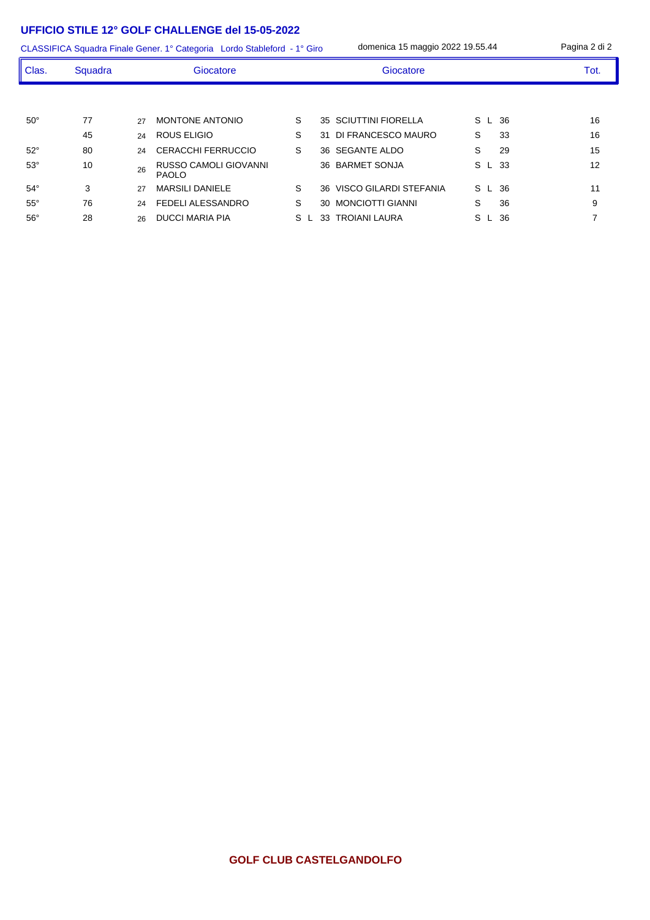## UFFICIO STILE 12° GOLF CHALLENGE del 15-05-2022

CLASSIFICA Squadra Finale Gener. 1° Categoria Lordo Stableford - 1° Giro

domenica 15 maggio 2022 19.55.44

| Clas. | Squadra | | Giocatore | | | Giocatore | | | Tot. |
|---|---|---|---|---|---|---|---|---|---|
| 50° | 77 | 27 | MONTONE ANTONIO | S | 35 | SCIUTTINI FIORELLA | S L | 36 | 16 |
| | 45 | 24 | ROUS ELIGIO | S | 31 | DI FRANCESCO MAURO | S | 33 | 16 |
| 52° | 80 | 24 | CERACCHI FERRUCCIO | S | 36 | SEGANTE ALDO | S | 29 | 15 |
| 53° | 10 | 26 | RUSSO CAMOLI GIOVANNI PAOLO | | 36 | BARMET SONJA | S L | 33 | 12 |
| 54° | 3 | 27 | MARSILI DANIELE | S | 36 | VISCO GILARDI STEFANIA | S L | 36 | 11 |
| 55° | 76 | 24 | FEDELI ALESSANDRO | S | 30 | MONCIOTTI GIANNI | S | 36 | 9 |
| 56° | 28 | 26 | DUCCI MARIA PIA | S L | 33 | TROIANI LAURA | S L | 36 | 7 |

**GOLF CLUB CASTELGANDOLFO**